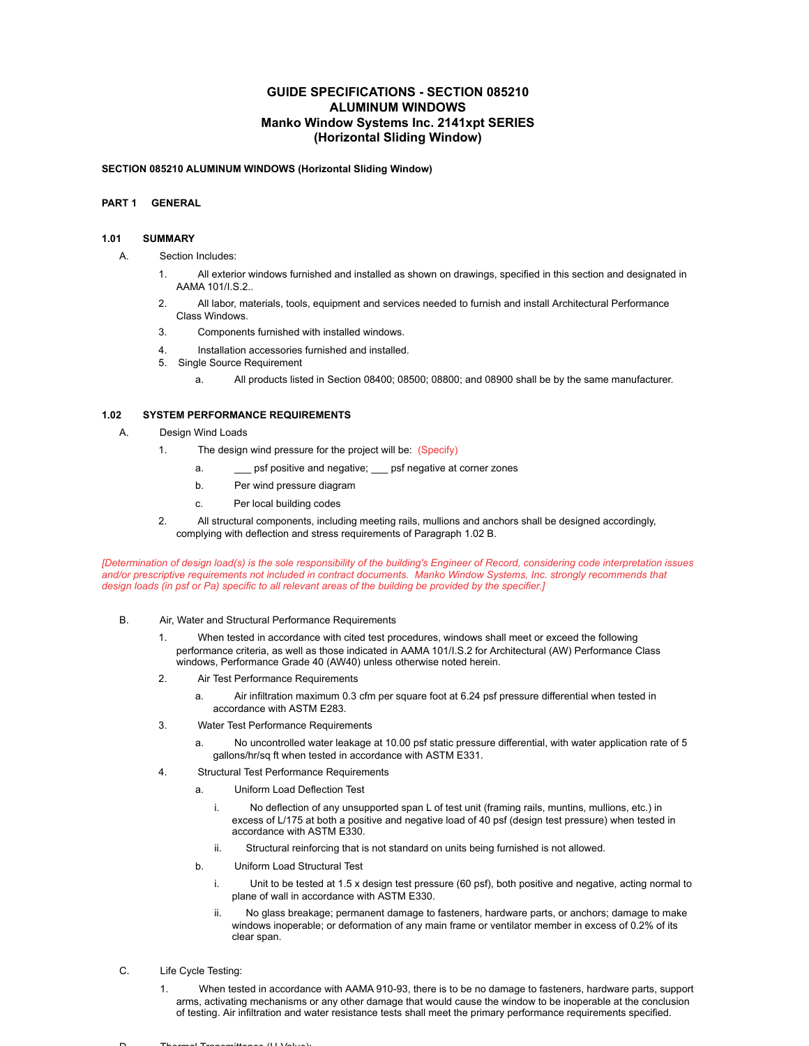# GUIDE SPECIFICATIONS - SECTION 085210
# ALUMINUM WINDOWS
# Manko Window Systems Inc. 2141xpt SERIES
# (Horizontal Sliding Window)

**SECTION 085210 ALUMINUM WINDOWS (Horizontal Sliding Window)**

## PART 1 GENERAL

### 1.01 SUMMARY

A. Section Includes:

1. All exterior windows furnished and installed as shown on drawings, specified in this section and designated in AAMA 101/I.S.2..
2. All labor, materials, tools, equipment and services needed to furnish and install Architectural Performance Class Windows.
3. Components furnished with installed windows.
4. Installation accessories furnished and installed.
5. Single Source Requirement
   a. All products listed in Section 08400; 08500; 08800; and 08900 shall be by the same manufacturer.

### 1.02 SYSTEM PERFORMANCE REQUIREMENTS

A. Design Wind Loads

1. The design wind pressure for the project will be: (Specify)
   a. ___ psf positive and negative; ___ psf negative at corner zones
   b. Per wind pressure diagram
   c. Per local building codes
2. All structural components, including meeting rails, mullions and anchors shall be designed accordingly, complying with deflection and stress requirements of Paragraph 1.02 B.

*[Determination of design load(s) is the sole responsibility of the building's Engineer of Record, considering code interpretation issues and/or prescriptive requirements not included in contract documents. Manko Window Systems, Inc. strongly recommends that design loads (in psf or Pa) specific to all relevant areas of the building be provided by the specifier.]*

B. Air, Water and Structural Performance Requirements

1. When tested in accordance with cited test procedures, windows shall meet or exceed the following performance criteria, as well as those indicated in AAMA 101/I.S.2 for Architectural (AW) Performance Class windows, Performance Grade 40 (AW40) unless otherwise noted herein.
2. Air Test Performance Requirements
   a. Air infiltration maximum 0.3 cfm per square foot at 6.24 psf pressure differential when tested in accordance with ASTM E283.
3. Water Test Performance Requirements
   a. No uncontrolled water leakage at 10.00 psf static pressure differential, with water application rate of 5 gallons/hr/sq ft when tested in accordance with ASTM E331.
4. Structural Test Performance Requirements
   a. Uniform Load Deflection Test
      i. No deflection of any unsupported span L of test unit (framing rails, muntins, mullions, etc.) in excess of L/175 at both a positive and negative load of 40 psf (design test pressure) when tested in accordance with ASTM E330.
      ii. Structural reinforcing that is not standard on units being furnished is not allowed.
   b. Uniform Load Structural Test
      i. Unit to be tested at 1.5 x design test pressure (60 psf), both positive and negative, acting normal to plane of wall in accordance with ASTM E330.
      ii. No glass breakage; permanent damage to fasteners, hardware parts, or anchors; damage to make windows inoperable; or deformation of any main frame or ventilator member in excess of 0.2% of its clear span.

C. Life Cycle Testing:

1. When tested in accordance with AAMA 910-93, there is to be no damage to fasteners, hardware parts, support arms, activating mechanisms or any other damage that would cause the window to be inoperable at the conclusion of testing. Air infiltration and water resistance tests shall meet the primary performance requirements specified.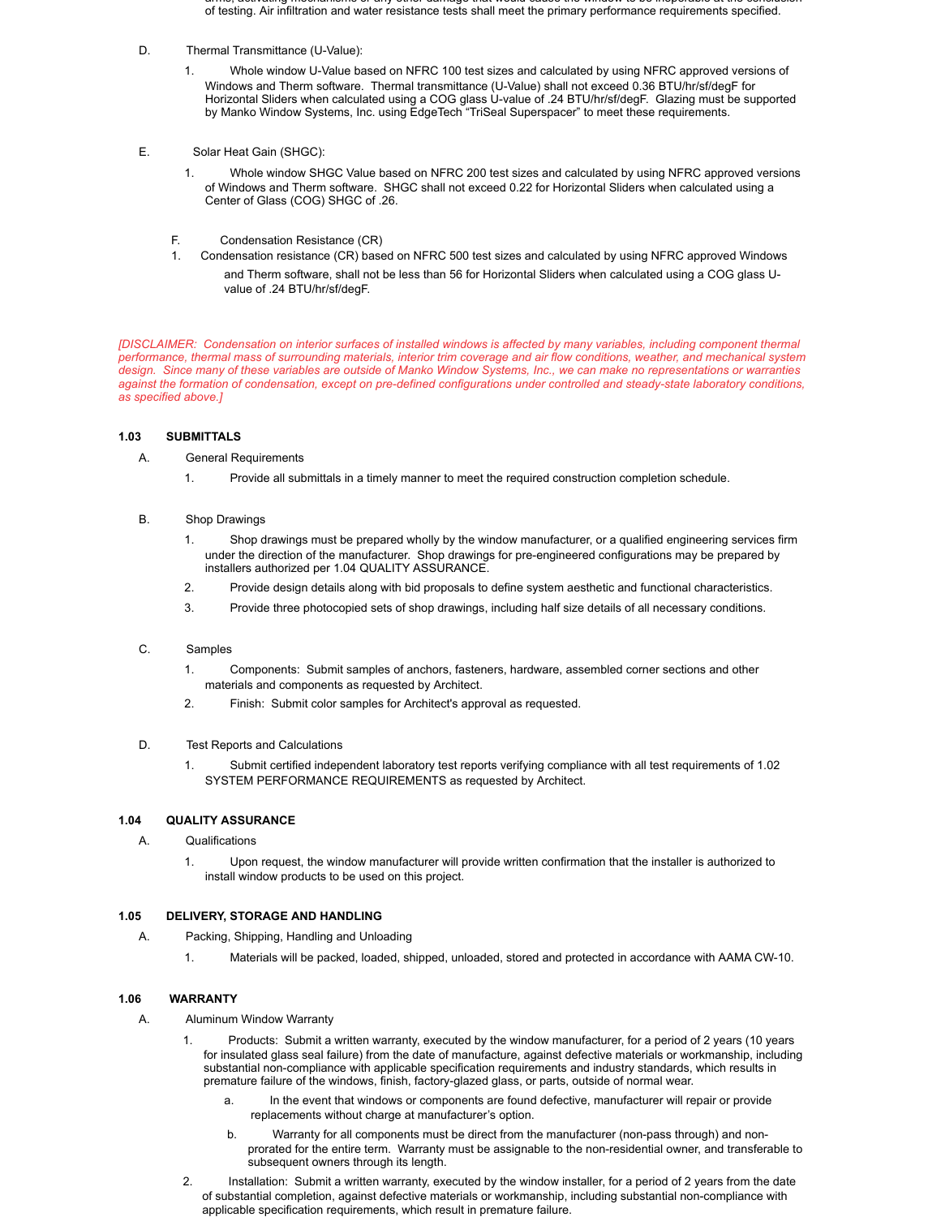arms, activating mechanisms or any other damage that would cause the window to be inoperable at the conclusion of testing. Air infiltration and water resistance tests shall meet the primary performance requirements specified.

D. Thermal Transmittance (U-Value):

1. Whole window U-Value based on NFRC 100 test sizes and calculated by using NFRC approved versions of Windows and Therm software. Thermal transmittance (U-Value) shall not exceed 0.36 BTU/hr/sf/degF for Horizontal Sliders when calculated using a COG glass U-value of .24 BTU/hr/sf/degF. Glazing must be supported by Manko Window Systems, Inc. using EdgeTech “TriSeal Superspacer” to meet these requirements.

E. Solar Heat Gain (SHGC):

1. Whole window SHGC Value based on NFRC 200 test sizes and calculated by using NFRC approved versions of Windows and Therm software. SHGC shall not exceed 0.22 for Horizontal Sliders when calculated using a Center of Glass (COG) SHGC of .26.

F. Condensation Resistance (CR)

1. Condensation resistance (CR) based on NFRC 500 test sizes and calculated by using NFRC approved Windows and Therm software, shall not be less than 56 for Horizontal Sliders when calculated using a COG glass U-value of .24 BTU/hr/sf/degF.

*[DISCLAIMER: Condensation on interior surfaces of installed windows is affected by many variables, including component thermal performance, thermal mass of surrounding materials, interior trim coverage and air flow conditions, weather, and mechanical system design. Since many of these variables are outside of Manko Window Systems, Inc., we can make no representations or warranties against the formation of condensation, except on pre-defined configurations under controlled and steady-state laboratory conditions, as specified above.]*

**1.03 SUBMITTALS**

A. General Requirements

1. Provide all submittals in a timely manner to meet the required construction completion schedule.

B. Shop Drawings

1. Shop drawings must be prepared wholly by the window manufacturer, or a qualified engineering services firm under the direction of the manufacturer. Shop drawings for pre-engineered configurations may be prepared by installers authorized per 1.04 QUALITY ASSURANCE.
2. Provide design details along with bid proposals to define system aesthetic and functional characteristics.
3. Provide three photocopied sets of shop drawings, including half size details of all necessary conditions.

C. Samples

1. Components: Submit samples of anchors, fasteners, hardware, assembled corner sections and other materials and components as requested by Architect.
2. Finish: Submit color samples for Architect's approval as requested.

D. Test Reports and Calculations

1. Submit certified independent laboratory test reports verifying compliance with all test requirements of 1.02 SYSTEM PERFORMANCE REQUIREMENTS as requested by Architect.

**1.04 QUALITY ASSURANCE**

A. Qualifications

1. Upon request, the window manufacturer will provide written confirmation that the installer is authorized to install window products to be used on this project.

**1.05 DELIVERY, STORAGE AND HANDLING**

A. Packing, Shipping, Handling and Unloading

1. Materials will be packed, loaded, shipped, unloaded, stored and protected in accordance with AAMA CW-10.

**1.06 WARRANTY**

A. Aluminum Window Warranty

1. Products: Submit a written warranty, executed by the window manufacturer, for a period of 2 years (10 years for insulated glass seal failure) from the date of manufacture, against defective materials or workmanship, including substantial non-compliance with applicable specification requirements and industry standards, which results in premature failure of the windows, finish, factory-glazed glass, or parts, outside of normal wear.
   a. In the event that windows or components are found defective, manufacturer will repair or provide replacements without charge at manufacturer’s option.
   b. Warranty for all components must be direct from the manufacturer (non-pass through) and non-prorated for the entire term. Warranty must be assignable to the non-residential owner, and transferable to subsequent owners through its length.
2. Installation: Submit a written warranty, executed by the window installer, for a period of 2 years from the date of substantial completion, against defective materials or workmanship, including substantial non-compliance with applicable specification requirements, which result in premature failure.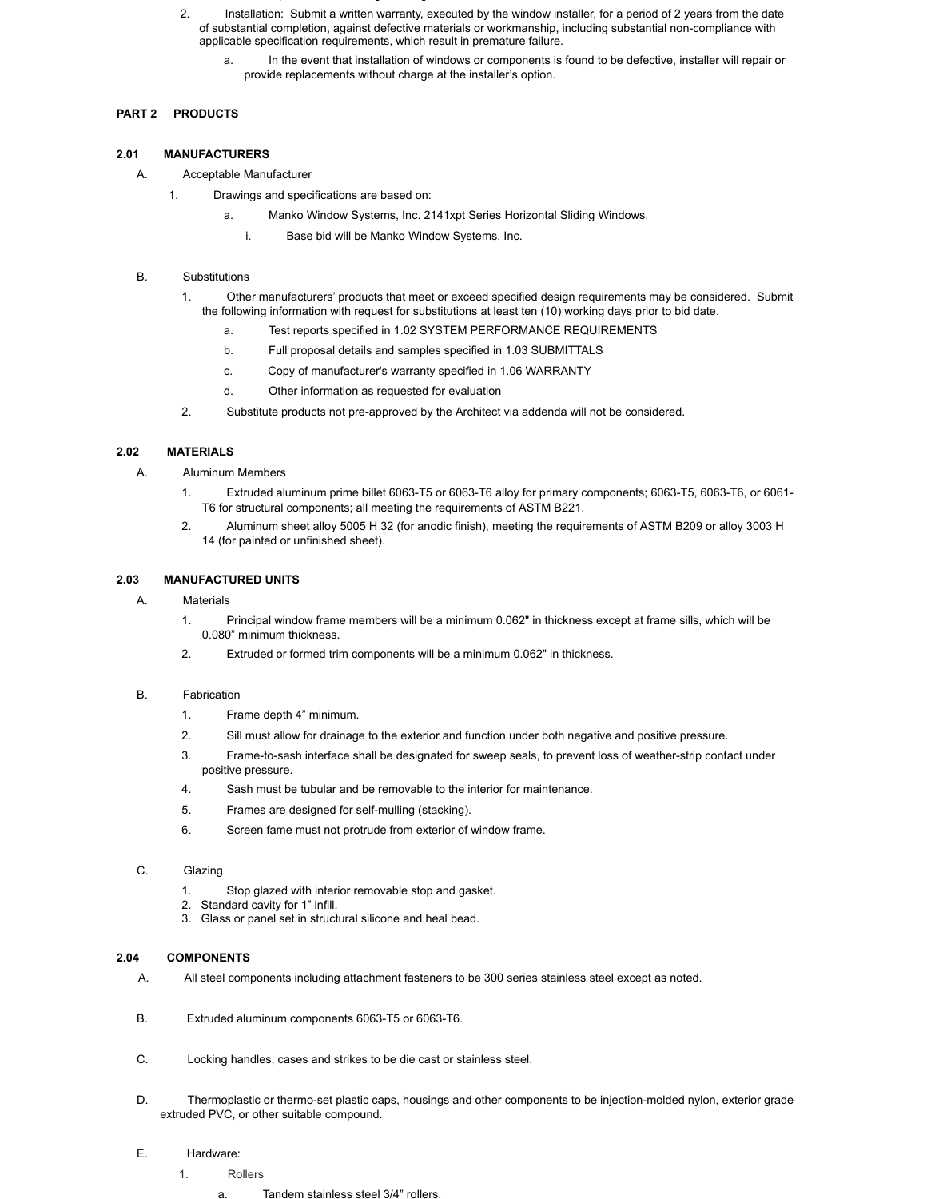2. Installation: Submit a written warranty, executed by the window installer, for a period of 2 years from the date of substantial completion, against defective materials or workmanship, including substantial non-compliance with applicable specification requirements, which result in premature failure.
   a. In the event that installation of windows or components is found to be defective, installer will repair or provide replacements without charge at the installer's option.

## PART 2 PRODUCTS

### 2.01 MANUFACTURERS

A. Acceptable Manufacturer

1. Drawings and specifications are based on:
   a. Manko Window Systems, Inc. 2141xpt Series Horizontal Sliding Windows.
      i. Base bid will be Manko Window Systems, Inc.

B. Substitutions

1. Other manufacturers' products that meet or exceed specified design requirements may be considered. Submit the following information with request for substitutions at least ten (10) working days prior to bid date.
   a. Test reports specified in 1.02 SYSTEM PERFORMANCE REQUIREMENTS
   b. Full proposal details and samples specified in 1.03 SUBMITTALS
   c. Copy of manufacturer's warranty specified in 1.06 WARRANTY
   d. Other information as requested for evaluation
2. Substitute products not pre-approved by the Architect via addenda will not be considered.

### 2.02 MATERIALS

A. Aluminum Members

1. Extruded aluminum prime billet 6063-T5 or 6063-T6 alloy for primary components; 6063-T5, 6063-T6, or 6061-T6 for structural components; all meeting the requirements of ASTM B221.
2. Aluminum sheet alloy 5005 H 32 (for anodic finish), meeting the requirements of ASTM B209 or alloy 3003 H 14 (for painted or unfinished sheet).

### 2.03 MANUFACTURED UNITS

A. Materials

1. Principal window frame members will be a minimum 0.062" in thickness except at frame sills, which will be 0.080" minimum thickness.
2. Extruded or formed trim components will be a minimum 0.062" in thickness.

B. Fabrication

1. Frame depth 4" minimum.
2. Sill must allow for drainage to the exterior and function under both negative and positive pressure.
3. Frame-to-sash interface shall be designated for sweep seals, to prevent loss of weather-strip contact under positive pressure.
4. Sash must be tubular and be removable to the interior for maintenance.
5. Frames are designed for self-mulling (stacking).
6. Screen fame must not protrude from exterior of window frame.

C. Glazing

1. Stop glazed with interior removable stop and gasket.
2. Standard cavity for 1" infill.
3. Glass or panel set in structural silicone and heal bead.

### 2.04 COMPONENTS

A. All steel components including attachment fasteners to be 300 series stainless steel except as noted.

B. Extruded aluminum components 6063-T5 or 6063-T6.

C. Locking handles, cases and strikes to be die cast or stainless steel.

D. Thermoplastic or thermo-set plastic caps, housings and other components to be injection-molded nylon, exterior grade extruded PVC, or other suitable compound.

E. Hardware:

1. Rollers
   a. Tandem stainless steel 3/4" rollers.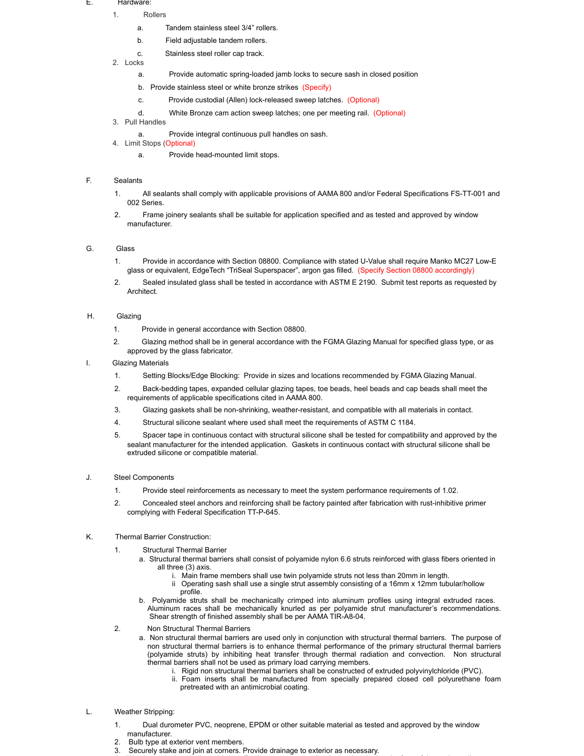E. Hardware:

1. Rollers
   a. Tandem stainless steel 3/4" rollers.
   b. Field adjustable tandem rollers.
   c. Stainless steel roller cap track.
2. Locks
   a. Provide automatic spring-loaded jamb locks to secure sash in closed position
   b. Provide stainless steel or white bronze strikes (Specify)
   c. Provide custodial (Allen) lock-released sweep latches. (Optional)
   d. White Bronze cam action sweep latches; one per meeting rail. (Optional)
3. Pull Handles
   a. Provide integral continuous pull handles on sash.
4. Limit Stops (Optional)
   a. Provide head-mounted limit stops.

F. Sealants

1. All sealants shall comply with applicable provisions of AAMA 800 and/or Federal Specifications FS-TT-001 and 002 Series.
2. Frame joinery sealants shall be suitable for application specified and as tested and approved by window manufacturer.

G. Glass

1. Provide in accordance with Section 08800. Compliance with stated U-Value shall require Manko MC27 Low-E glass or equivalent, EdgeTech "TriSeal Superspacer", argon gas filled. (Specify Section 08800 accordingly)
2. Sealed insulated glass shall be tested in accordance with ASTM E 2190. Submit test reports as requested by Architect.

H. Glazing

1. Provide in general accordance with Section 08800.
2. Glazing method shall be in general accordance with the FGMA Glazing Manual for specified glass type, or as approved by the glass fabricator.

I. Glazing Materials

1. Setting Blocks/Edge Blocking: Provide in sizes and locations recommended by FGMA Glazing Manual.
2. Back-bedding tapes, expanded cellular glazing tapes, toe beads, heel beads and cap beads shall meet the requirements of applicable specifications cited in AAMA 800.
3. Glazing gaskets shall be non-shrinking, weather-resistant, and compatible with all materials in contact.
4. Structural silicone sealant where used shall meet the requirements of ASTM C 1184.
5. Spacer tape in continuous contact with structural silicone shall be tested for compatibility and approved by the sealant manufacturer for the intended application. Gaskets in continuous contact with structural silicone shall be extruded silicone or compatible material.

J. Steel Components

1. Provide steel reinforcements as necessary to meet the system performance requirements of 1.02.
2. Concealed steel anchors and reinforcing shall be factory painted after fabrication with rust-inhibitive primer complying with Federal Specification TT-P-645.

K. Thermal Barrier Construction:

1. Structural Thermal Barrier
   a. Structural thermal barriers shall consist of polyamide nylon 6.6 struts reinforced with glass fibers oriented in all three (3) axis.
      i. Main frame members shall use twin polyamide struts not less than 20mm in length.
      ii Operating sash shall use a single strut assembly consisting of a 16mm x 12mm tubular/hollow profile.
   b. Polyamide struts shall be mechanically crimped into aluminum profiles using integral extruded races. Aluminum races shall be mechanically knurled as per polyamide strut manufacturer's recommendations. Shear strength of finished assembly shall be per AAMA TIR-A8-04.
2. Non Structural Thermal Barriers
   a. Non structural thermal barriers are used only in conjunction with structural thermal barriers. The purpose of non structural thermal barriers is to enhance thermal performance of the primary structural thermal barriers (polyamide struts) by inhibiting heat transfer through thermal radiation and convection. Non structural thermal barriers shall not be used as primary load carrying members.
      i. Rigid non structural thermal barriers shall be constructed of extruded polyvinylchloride (PVC).
      ii. Foam inserts shall be manufactured from specially prepared closed cell polyurethane foam pretreated with an antimicrobial coating.

L. Weather Stripping:

1. Dual durometer PVC, neoprene, EPDM or other suitable material as tested and approved by the window manufacturer.
2. Bulb type at exterior vent members.
3. Securely stake and join at corners. Provide drainage to exterior as necessary.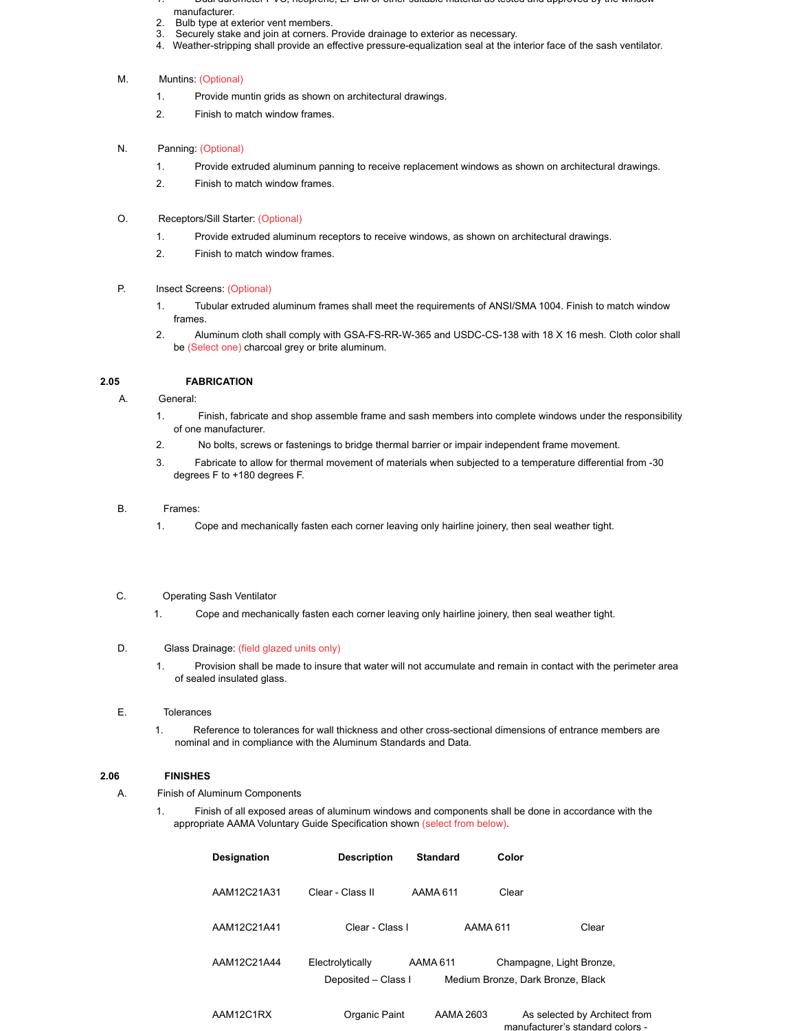1. Dual durometer PVC, neoprene, EPDM or other suitable material as tested and approved by the window manufacturer.
2. Bulb type at exterior vent members.
3. Securely stake and join at corners. Provide drainage to exterior as necessary.
4. Weather-stripping shall provide an effective pressure-equalization seal at the interior face of the sash ventilator.

M. Muntins: (Optional)

1. Provide muntin grids as shown on architectural drawings.
2. Finish to match window frames.

N. Panning: (Optional)

1. Provide extruded aluminum panning to receive replacement windows as shown on architectural drawings.
2. Finish to match window frames.

O. Receptors/Sill Starter: (Optional)

1. Provide extruded aluminum receptors to receive windows, as shown on architectural drawings.
2. Finish to match window frames.

P. Insect Screens: (Optional)

1. Tubular extruded aluminum frames shall meet the requirements of ANSI/SMA 1004. Finish to match window frames.
2. Aluminum cloth shall comply with GSA-FS-RR-W-365 and USDC-CS-138 with 18 X 16 mesh. Cloth color shall be (Select one) charcoal grey or brite aluminum.

## 2.05 FABRICATION

A. General:

1. Finish, fabricate and shop assemble frame and sash members into complete windows under the responsibility of one manufacturer.
2. No bolts, screws or fastenings to bridge thermal barrier or impair independent frame movement.
3. Fabricate to allow for thermal movement of materials when subjected to a temperature differential from -30 degrees F to +180 degrees F.

B. Frames:

1. Cope and mechanically fasten each corner leaving only hairline joinery, then seal weather tight.

C. Operating Sash Ventilator

1. Cope and mechanically fasten each corner leaving only hairline joinery, then seal weather tight.

D. Glass Drainage: (field glazed units only)

1. Provision shall be made to insure that water will not accumulate and remain in contact with the perimeter area of sealed insulated glass.

E. Tolerances

1. Reference to tolerances for wall thickness and other cross-sectional dimensions of entrance members are nominal and in compliance with the Aluminum Standards and Data.

## 2.06 FINISHES

A. Finish of Aluminum Components

1. Finish of all exposed areas of aluminum windows and components shall be done in accordance with the appropriate AAMA Voluntary Guide Specification shown (select from below).

| Designation | Description | Standard | Color |
|---|---|---|---|
| AAM12C21A31 | Clear - Class II | AAMA 611 | Clear |
| AAM12C21A41 | Clear - Class I | AAMA 611 | Clear |
| AAM12C21A44 | Electrolytically Deposited – Class I | AAMA 611 | Champagne, Light Bronze, Medium Bronze, Dark Bronze, Black |
| AAM12C1RX | Organic Paint | AAMA 2603 | As selected by Architect from manufacturer's standard colors - |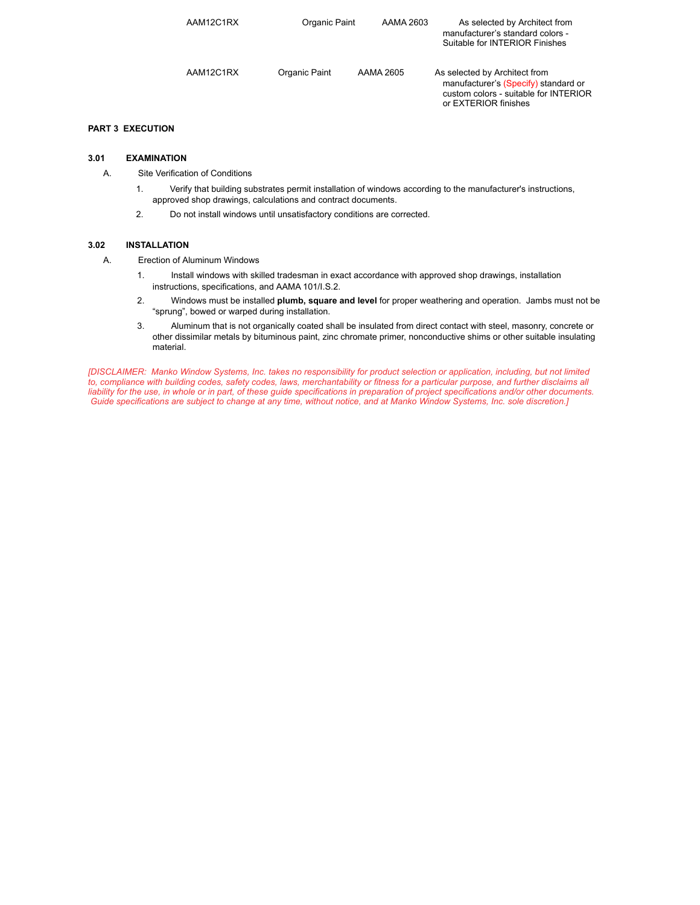| | | | |
|---|---|---|---|
| AAM12C1RX | Organic Paint | AAMA 2603 | As selected by Architect from manufacturer's standard colors - Suitable for INTERIOR Finishes |
| AAM12C1RX | Organic Paint | AAMA 2605 | As selected by Architect from manufacturer's (Specify) standard or custom colors - suitable for INTERIOR or EXTERIOR finishes |

## PART 3 EXECUTION

### 3.01 EXAMINATION

A. Site Verification of Conditions

1. Verify that building substrates permit installation of windows according to the manufacturer's instructions, approved shop drawings, calculations and contract documents.
2. Do not install windows until unsatisfactory conditions are corrected.

### 3.02 INSTALLATION

A. Erection of Aluminum Windows

1. Install windows with skilled tradesman in exact accordance with approved shop drawings, installation instructions, specifications, and AAMA 101/I.S.2.
2. Windows must be installed **plumb, square and level** for proper weathering and operation. Jambs must not be "sprung", bowed or warped during installation.
3. Aluminum that is not organically coated shall be insulated from direct contact with steel, masonry, concrete or other dissimilar metals by bituminous paint, zinc chromate primer, nonconductive shims or other suitable insulating material.

*[DISCLAIMER: Manko Window Systems, Inc. takes no responsibility for product selection or application, including, but not limited to, compliance with building codes, safety codes, laws, merchantability or fitness for a particular purpose, and further disclaims all liability for the use, in whole or in part, of these guide specifications in preparation of project specifications and/or other documents. Guide specifications are subject to change at any time, without notice, and at Manko Window Systems, Inc. sole discretion.]*